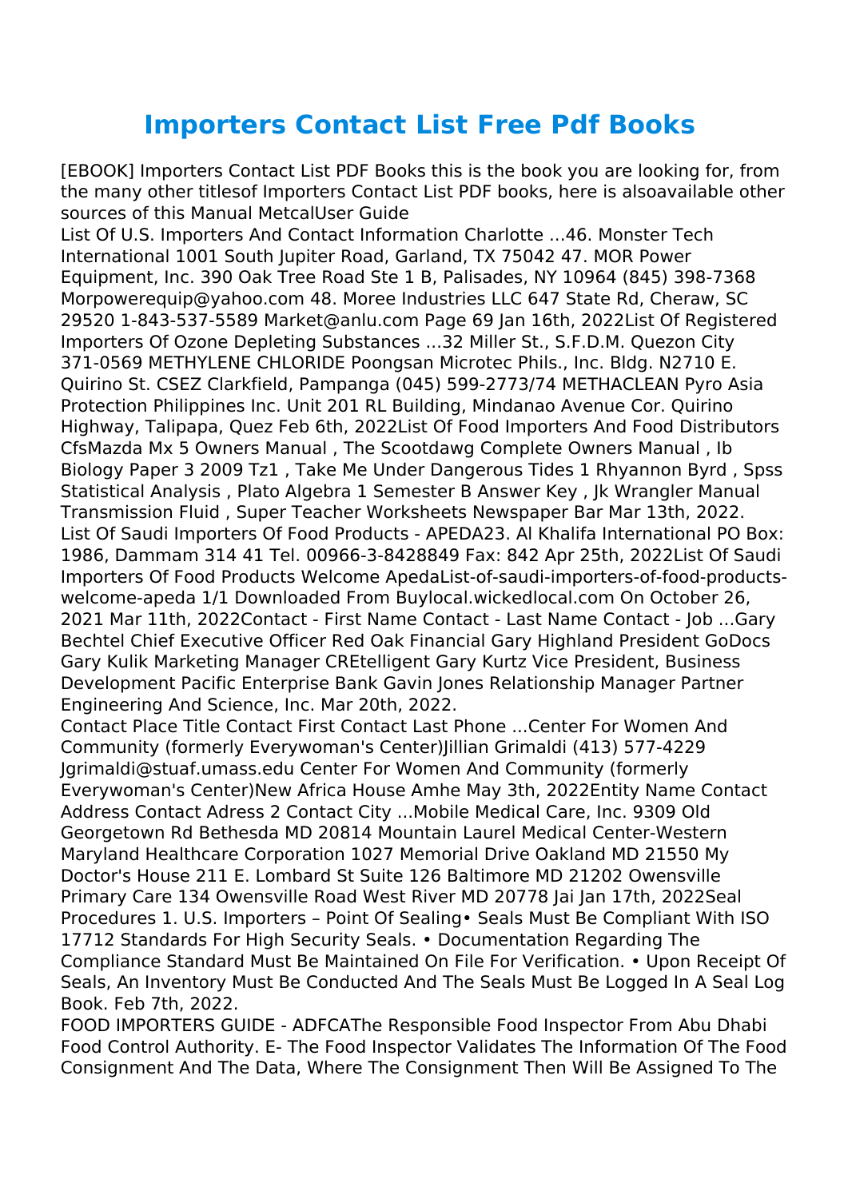# Importers Contact List Free Pdf Books

[EBOOK] Importers Contact List PDF Books this is the book you are looking for, from the many other titlesof Importers Contact List PDF books, here is alsoavailable other sources of this Manual MetcalUser Guide

List Of U.S. Importers And Contact Information Charlotte ...46. Monster Tech International 1001 South Jupiter Road, Garland, TX 75042 47. MOR Power Equipment, Inc. 390 Oak Tree Road Ste 1 B, Palisades, NY 10964 (845) 398-7368 Morpowerequip@yahoo.com 48. Moree Industries LLC 647 State Rd, Cheraw, SC 29520 1-843-537-5589 Market@anlu.com Page 69 Jan 16th, 2022List Of Registered Importers Of Ozone Depleting Substances ...32 Miller St., S.F.D.M. Quezon City 371-0569 METHYLENE CHLORIDE Poongsan Microtec Phils., Inc. Bldg. N2710 E. Quirino St. CSEZ Clarkfield, Pampanga (045) 599-2773/74 METHACLEAN Pyro Asia Protection Philippines Inc. Unit 201 RL Building, Mindanao Avenue Cor. Quirino Highway, Talipapa, Quez Feb 6th, 2022List Of Food Importers And Food Distributors CfsMazda Mx 5 Owners Manual , The Scootdawg Complete Owners Manual , Ib Biology Paper 3 2009 Tz1 , Take Me Under Dangerous Tides 1 Rhyannon Byrd , Spss Statistical Analysis , Plato Algebra 1 Semester B Answer Key , Jk Wrangler Manual Transmission Fluid , Super Teacher Worksheets Newspaper Bar Mar 13th, 2022.

List Of Saudi Importers Of Food Products - APEDA23. Al Khalifa International PO Box: 1986, Dammam 314 41 Tel. 00966-3-8428849 Fax: 842 Apr 25th, 2022List Of Saudi Importers Of Food Products Welcome ApedaList-of-saudi-importers-of-food-products-welcome-apeda 1/1 Downloaded From Buylocal.wickedlocal.com On October 26, 2021 Mar 11th, 2022Contact - First Name Contact - Last Name Contact - Job ...Gary Bechtel Chief Executive Officer Red Oak Financial Gary Highland President GoDocs Gary Kulik Marketing Manager CREtelligent Gary Kurtz Vice President, Business Development Pacific Enterprise Bank Gavin Jones Relationship Manager Partner Engineering And Science, Inc. Mar 20th, 2022.

Contact Place Title Contact First Contact Last Phone ...Center For Women And Community (formerly Everywoman's Center)Jillian Grimaldi (413) 577-4229 Jgrimaldi@stuaf.umass.edu Center For Women And Community (formerly Everywoman's Center)New Africa House Amhe May 3th, 2022Entity Name Contact Address Contact Adress 2 Contact City ...Mobile Medical Care, Inc. 9309 Old Georgetown Rd Bethesda MD 20814 Mountain Laurel Medical Center-Western Maryland Healthcare Corporation 1027 Memorial Drive Oakland MD 21550 My Doctor's House 211 E. Lombard St Suite 126 Baltimore MD 21202 Owensville Primary Care 134 Owensville Road West River MD 20778 Jai Jan 17th, 2022Seal Procedures 1. U.S. Importers – Point Of Sealing• Seals Must Be Compliant With ISO 17712 Standards For High Security Seals. • Documentation Regarding The Compliance Standard Must Be Maintained On File For Verification. • Upon Receipt Of Seals, An Inventory Must Be Conducted And The Seals Must Be Logged In A Seal Log Book. Feb 7th, 2022.

FOOD IMPORTERS GUIDE - ADFCAThe Responsible Food Inspector From Abu Dhabi Food Control Authority. E- The Food Inspector Validates The Information Of The Food Consignment And The Data, Where The Consignment Then Will Be Assigned To The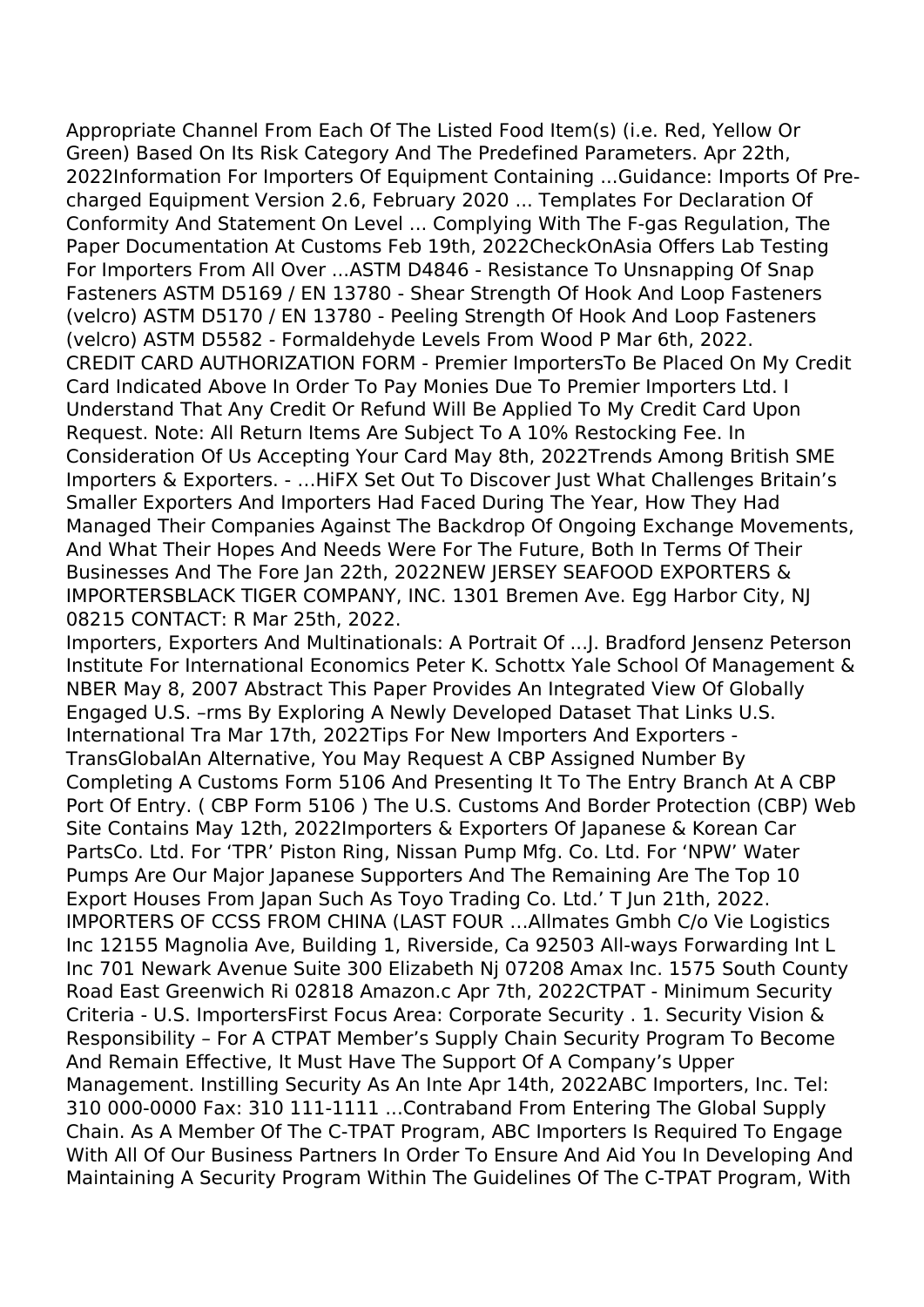Appropriate Channel From Each Of The Listed Food Item(s) (i.e. Red, Yellow Or Green) Based On Its Risk Category And The Predefined Parameters. Apr 22th, 2022Information For Importers Of Equipment Containing ...Guidance: Imports Of Pre-charged Equipment Version 2.6, February 2020 ... Templates For Declaration Of Conformity And Statement On Level ... Complying With The F-gas Regulation, The Paper Documentation At Customs Feb 19th, 2022CheckOnAsia Offers Lab Testing For Importers From All Over ...ASTM D4846 - Resistance To Unsnapping Of Snap Fasteners ASTM D5169 / EN 13780 - Shear Strength Of Hook And Loop Fasteners (velcro) ASTM D5170 / EN 13780 - Peeling Strength Of Hook And Loop Fasteners (velcro) ASTM D5582 - Formaldehyde Levels From Wood P Mar 6th, 2022.
CREDIT CARD AUTHORIZATION FORM - Premier ImportersTo Be Placed On My Credit Card Indicated Above In Order To Pay Monies Due To Premier Importers Ltd. I Understand That Any Credit Or Refund Will Be Applied To My Credit Card Upon Request. Note: All Return Items Are Subject To A 10% Restocking Fee. In Consideration Of Us Accepting Your Card May 8th, 2022Trends Among British SME Importers & Exporters. - …HiFX Set Out To Discover Just What Challenges Britain's Smaller Exporters And Importers Had Faced During The Year, How They Had Managed Their Companies Against The Backdrop Of Ongoing Exchange Movements, And What Their Hopes And Needs Were For The Future, Both In Terms Of Their Businesses And The Fore Jan 22th, 2022NEW JERSEY SEAFOOD EXPORTERS & IMPORTERSBLACK TIGER COMPANY, INC. 1301 Bremen Ave. Egg Harbor City, NJ 08215 CONTACT: R Mar 25th, 2022.
Importers, Exporters And Multinationals: A Portrait Of ...J. Bradford Jensenz Peterson Institute For International Economics Peter K. Schottx Yale School Of Management & NBER May 8, 2007 Abstract This Paper Provides An Integrated View Of Globally Engaged U.S. –rms By Exploring A Newly Developed Dataset That Links U.S. International Tra Mar 17th, 2022Tips For New Importers And Exporters - TransGlobalAn Alternative, You May Request A CBP Assigned Number By Completing A Customs Form 5106 And Presenting It To The Entry Branch At A CBP Port Of Entry. ( CBP Form 5106 ) The U.S. Customs And Border Protection (CBP) Web Site Contains May 12th, 2022Importers & Exporters Of Japanese & Korean Car PartsCo. Ltd. For 'TPR' Piston Ring, Nissan Pump Mfg. Co. Ltd. For 'NPW' Water Pumps Are Our Major Japanese Supporters And The Remaining Are The Top 10 Export Houses From Japan Such As Toyo Trading Co. Ltd.' T Jun 21th, 2022.
IMPORTERS OF CCSS FROM CHINA (LAST FOUR …Allmates Gmbh C/o Vie Logistics Inc 12155 Magnolia Ave, Building 1, Riverside, Ca 92503 All-ways Forwarding Int L Inc 701 Newark Avenue Suite 300 Elizabeth Nj 07208 Amax Inc. 1575 South County Road East Greenwich Ri 02818 Amazon.c Apr 7th, 2022CTPAT - Minimum Security Criteria - U.S. ImportersFirst Focus Area: Corporate Security . 1. Security Vision & Responsibility – For A CTPAT Member's Supply Chain Security Program To Become And Remain Effective, It Must Have The Support Of A Company's Upper Management. Instilling Security As An Inte Apr 14th, 2022ABC Importers, Inc. Tel: 310 000-0000 Fax: 310 111-1111 ...Contraband From Entering The Global Supply Chain. As A Member Of The C-TPAT Program, ABC Importers Is Required To Engage With All Of Our Business Partners In Order To Ensure And Aid You In Developing And Maintaining A Security Program Within The Guidelines Of The C-TPAT Program, With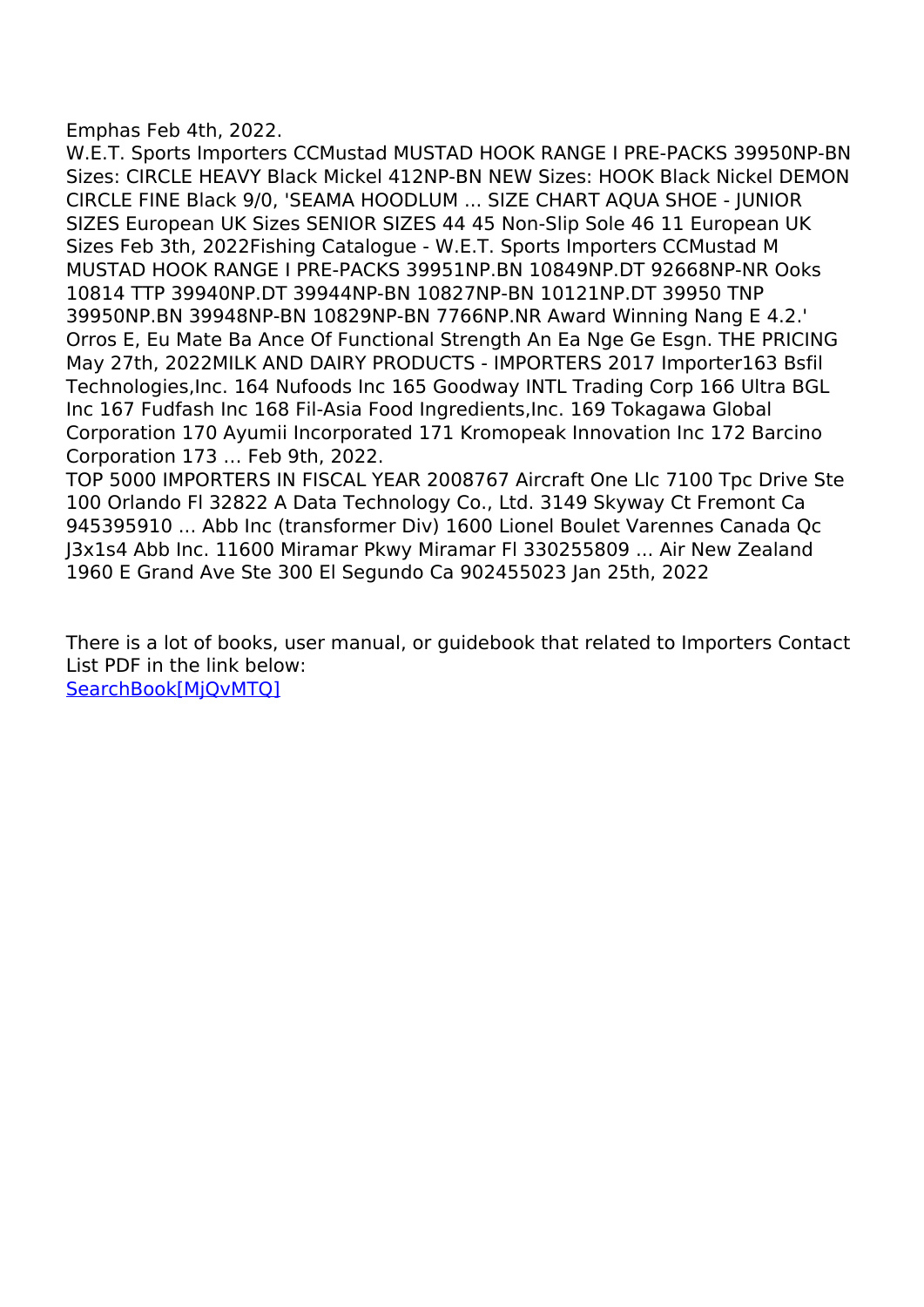Emphas Feb 4th, 2022.

W.E.T. Sports Importers CCMustad MUSTAD HOOK RANGE I PRE-PACKS 39950NP-BN Sizes: CIRCLE HEAVY Black Mickel 412NP-BN NEW Sizes: HOOK Black Nickel DEMON CIRCLE FINE Black 9/0, 'SEAMA HOODLUM ... SIZE CHART AQUA SHOE - JUNIOR SIZES European UK Sizes SENIOR SIZES 44 45 Non-Slip Sole 46 11 European UK Sizes Feb 3th, 2022Fishing Catalogue - W.E.T. Sports Importers CCMustad M MUSTAD HOOK RANGE I PRE-PACKS 39951NP.BN 10849NP.DT 92668NP-NR Ooks 10814 TTP 39940NP.DT 39944NP-BN 10827NP-BN 10121NP.DT 39950 TNP 39950NP.BN 39948NP-BN 10829NP-BN 7766NP.NR Award Winning Nang E 4.2.' Orros E, Eu Mate Ba Ance Of Functional Strength An Ea Nge Ge Esgn. THE PRICING May 27th, 2022MILK AND DAIRY PRODUCTS - IMPORTERS 2017 Importer163 Bsfil Technologies,Inc. 164 Nufoods Inc 165 Goodway INTL Trading Corp 166 Ultra BGL Inc 167 Fudfash Inc 168 Fil-Asia Food Ingredients,Inc. 169 Tokagawa Global Corporation 170 Ayumii Incorporated 171 Kromopeak Innovation Inc 172 Barcino Corporation 173 ... Feb 9th, 2022.

TOP 5000 IMPORTERS IN FISCAL YEAR 2008767 Aircraft One Llc 7100 Tpc Drive Ste 100 Orlando Fl 32822 A Data Technology Co., Ltd. 3149 Skyway Ct Fremont Ca 945395910 ... Abb Inc (transformer Div) 1600 Lionel Boulet Varennes Canada Qc J3x1s4 Abb Inc. 11600 Miramar Pkwy Miramar Fl 330255809 ... Air New Zealand 1960 E Grand Ave Ste 300 El Segundo Ca 902455023 Jan 25th, 2022

There is a lot of books, user manual, or guidebook that related to Importers Contact List PDF in the link below:
SearchBook[MjQvMTQ]